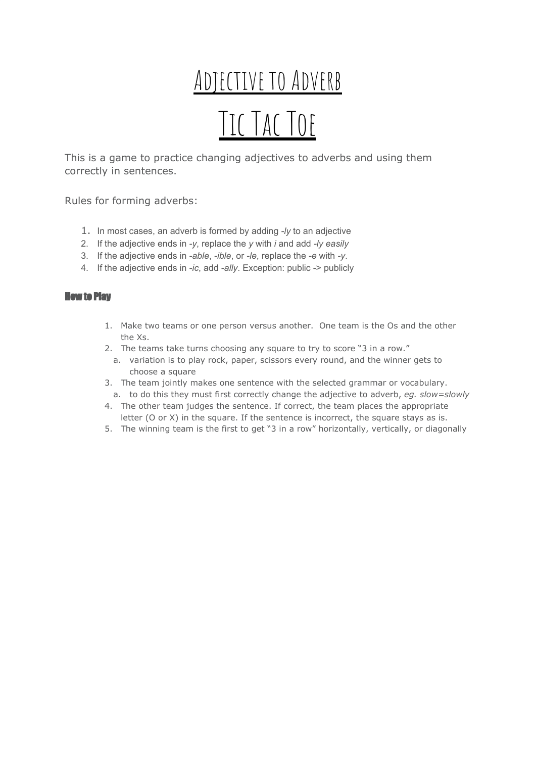# Adjective to Adverb

# Tic Tac Toe

This is a game to practice changing adjectives to adverbs and using them correctly in sentences.

Rules for forming adverbs:

1. In most cases, an adverb is formed by adding *-ly* to an adjective
2. If the adjective ends in *-y*, replace the *y* with *i* and add *-ly easily*
3. If the adjective ends in *-able*, *-ible*, or *-le*, replace the *-e* with *-y*.
4. If the adjective ends in *-ic*, add *-ally*. Exception: public -> publicly

### How to Play

1. Make two teams or one person versus another. One team is the Os and the other the Xs.
2. The teams take turns choosing any square to try to score "3 in a row."
   a. variation is to play rock, paper, scissors every round, and the winner gets to choose a square
3. The team jointly makes one sentence with the selected grammar or vocabulary.
   a. to do this they must first correctly change the adjective to adverb, *eg. slow=slowly*
4. The other team judges the sentence. If correct, the team places the appropriate letter (O or X) in the square. If the sentence is incorrect, the square stays as is.
5. The winning team is the first to get "3 in a row" horizontally, vertically, or diagonally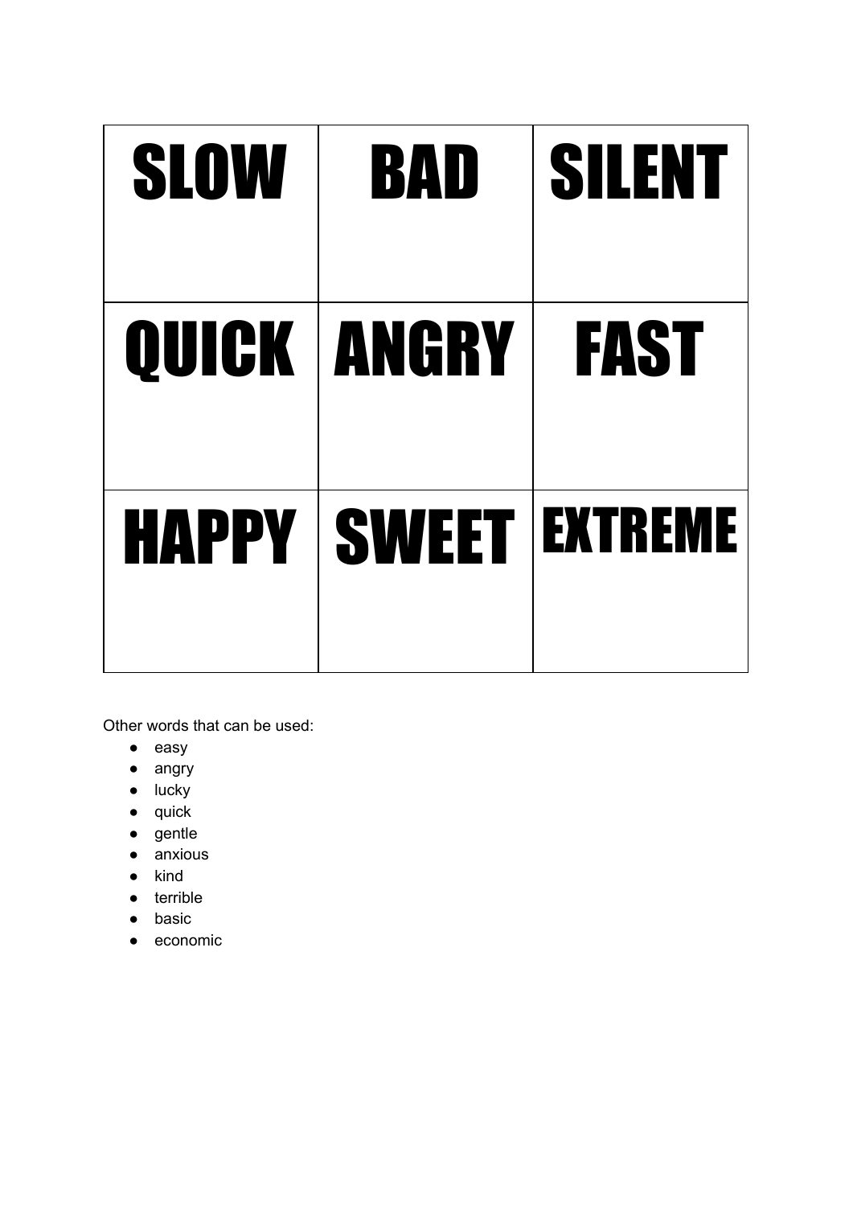| | | |
|---|---|---|
| **SLOW** | **BAD** | **SILENT** |
| **QUICK** | **ANGRY** | **FAST** |
| **HAPPY** | **SWEET** | **EXTREME** |

Other words that can be used:

- easy
- angry
- lucky
- quick
- gentle
- anxious
- kind
- terrible
- basic
- economic